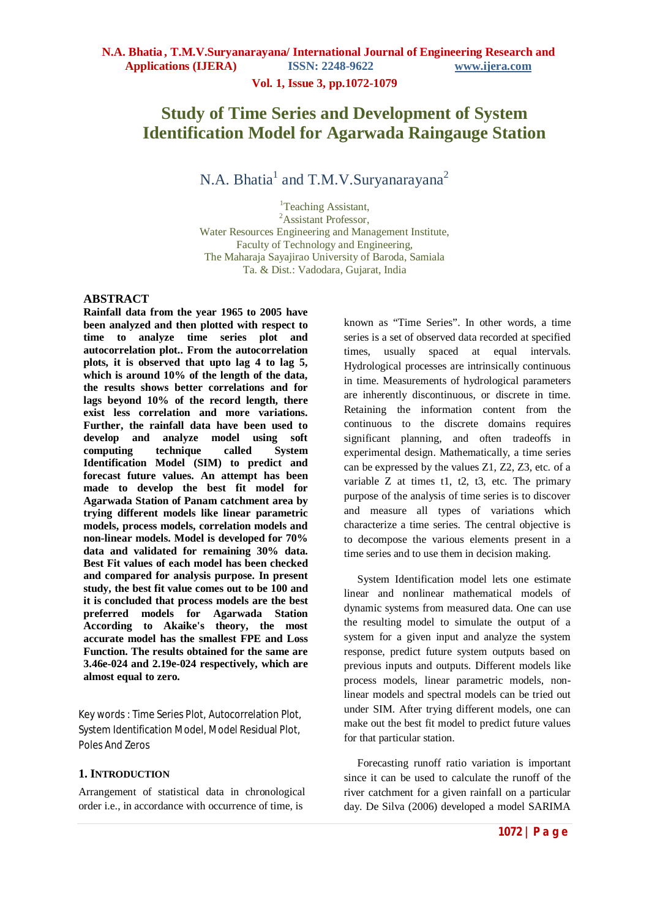# Study of Time Series and Development of System Identification Model for Agarwada Raingauge Station

N.A. Bhatia[1] and T.M.V.Suryanarayana[2]

[1]Teaching Assistant,
[2]Assistant Professor,
Water Resources Engineering and Management Institute,
Faculty of Technology and Engineering,
The Maharaja Sayajirao University of Baroda, Samiala
Ta. & Dist.: Vadodara, Gujarat, India

## ABSTRACT

**Rainfall data from the year 1965 to 2005 have been analyzed and then plotted with respect to time to analyze time series plot and autocorrelation plot.. From the autocorrelation plots, it is observed that upto lag 4 to lag 5, which is around 10% of the length of the data, the results shows better correlations and for lags beyond 10% of the record length, there exist less correlation and more variations. Further, the rainfall data have been used to develop and analyze model using soft computing technique called System Identification Model (SIM) to predict and forecast future values. An attempt has been made to develop the best fit model for Agarwada Station of Panam catchment area by trying different models like linear parametric models, process models, correlation models and non-linear models. Model is developed for 70% data and validated for remaining 30% data. Best Fit values of each model has been checked and compared for analysis purpose. In present study, the best fit value comes out to be 100 and it is concluded that process models are the best preferred models for Agarwada Station According to Akaike's theory, the most accurate model has the smallest FPE and Loss Function. The results obtained for the same are 3.46e-024 and 2.19e-024 respectively, which are almost equal to zero.**

Key words : Time Series Plot, Autocorrelation Plot, System Identification Model, Model Residual Plot, Poles And Zeros

## 1. INTRODUCTION

Arrangement of statistical data in chronological order i.e., in accordance with occurrence of time, is known as "Time Series". In other words, a time series is a set of observed data recorded at specified times, usually spaced at equal intervals. Hydrological processes are intrinsically continuous in time. Measurements of hydrological parameters are inherently discontinuous, or discrete in time. Retaining the information content from the continuous to the discrete domains requires significant planning, and often tradeoffs in experimental design. Mathematically, a time series can be expressed by the values Z1, Z2, Z3, etc. of a variable Z at times t1, t2, t3, etc. The primary purpose of the analysis of time series is to discover and measure all types of variations which characterize a time series. The central objective is to decompose the various elements present in a time series and to use them in decision making.

System Identification model lets one estimate linear and nonlinear mathematical models of dynamic systems from measured data. One can use the resulting model to simulate the output of a system for a given input and analyze the system response, predict future system outputs based on previous inputs and outputs. Different models like process models, linear parametric models, non-linear models and spectral models can be tried out under SIM. After trying different models, one can make out the best fit model to predict future values for that particular station.

Forecasting runoff ratio variation is important since it can be used to calculate the runoff of the river catchment for a given rainfall on a particular day. De Silva (2006) developed a model SARIMA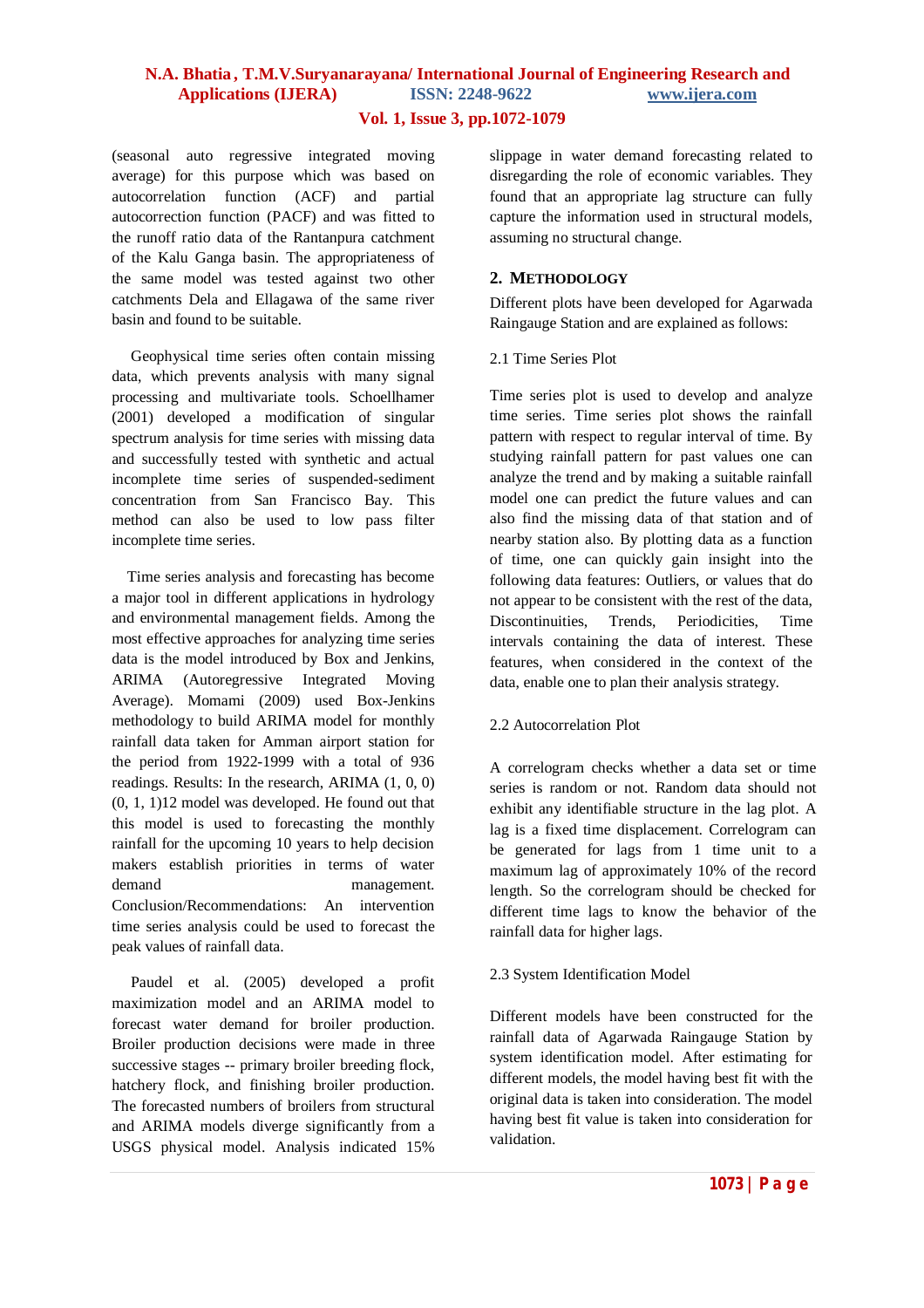(seasonal auto regressive integrated moving average) for this purpose which was based on autocorrelation function (ACF) and partial autocorrection function (PACF) and was fitted to the runoff ratio data of the Rantanpura catchment of the Kalu Ganga basin. The appropriateness of the same model was tested against two other catchments Dela and Ellagawa of the same river basin and found to be suitable.

Geophysical time series often contain missing data, which prevents analysis with many signal processing and multivariate tools. Schoellhamer (2001) developed a modification of singular spectrum analysis for time series with missing data and successfully tested with synthetic and actual incomplete time series of suspended-sediment concentration from San Francisco Bay. This method can also be used to low pass filter incomplete time series.

Time series analysis and forecasting has become a major tool in different applications in hydrology and environmental management fields. Among the most effective approaches for analyzing time series data is the model introduced by Box and Jenkins, ARIMA (Autoregressive Integrated Moving Average). Momami (2009) used Box-Jenkins methodology to build ARIMA model for monthly rainfall data taken for Amman airport station for the period from 1922-1999 with a total of 936 readings. Results: In the research, ARIMA (1, 0, 0) (0, 1, 1)12 model was developed. He found out that this model is used to forecasting the monthly rainfall for the upcoming 10 years to help decision makers establish priorities in terms of water demand management. Conclusion/Recommendations: An intervention time series analysis could be used to forecast the peak values of rainfall data.

Paudel et al. (2005) developed a profit maximization model and an ARIMA model to forecast water demand for broiler production. Broiler production decisions were made in three successive stages -- primary broiler breeding flock, hatchery flock, and finishing broiler production. The forecasted numbers of broilers from structural and ARIMA models diverge significantly from a USGS physical model. Analysis indicated 15% slippage in water demand forecasting related to disregarding the role of economic variables. They found that an appropriate lag structure can fully capture the information used in structural models, assuming no structural change.

## 2. Methodology

Different plots have been developed for Agarwada Raingauge Station and are explained as follows:

### 2.1 Time Series Plot

Time series plot is used to develop and analyze time series. Time series plot shows the rainfall pattern with respect to regular interval of time. By studying rainfall pattern for past values one can analyze the trend and by making a suitable rainfall model one can predict the future values and can also find the missing data of that station and of nearby station also. By plotting data as a function of time, one can quickly gain insight into the following data features: Outliers, or values that do not appear to be consistent with the rest of the data, Discontinuities, Trends, Periodicities, Time intervals containing the data of interest. These features, when considered in the context of the data, enable one to plan their analysis strategy.

### 2.2 Autocorrelation Plot

A correlogram checks whether a data set or time series is random or not. Random data should not exhibit any identifiable structure in the lag plot. A lag is a fixed time displacement. Correlogram can be generated for lags from 1 time unit to a maximum lag of approximately 10% of the record length. So the correlogram should be checked for different time lags to know the behavior of the rainfall data for higher lags.

### 2.3 System Identification Model

Different models have been constructed for the rainfall data of Agarwada Raingauge Station by system identification model. After estimating for different models, the model having best fit with the original data is taken into consideration. The model having best fit value is taken into consideration for validation.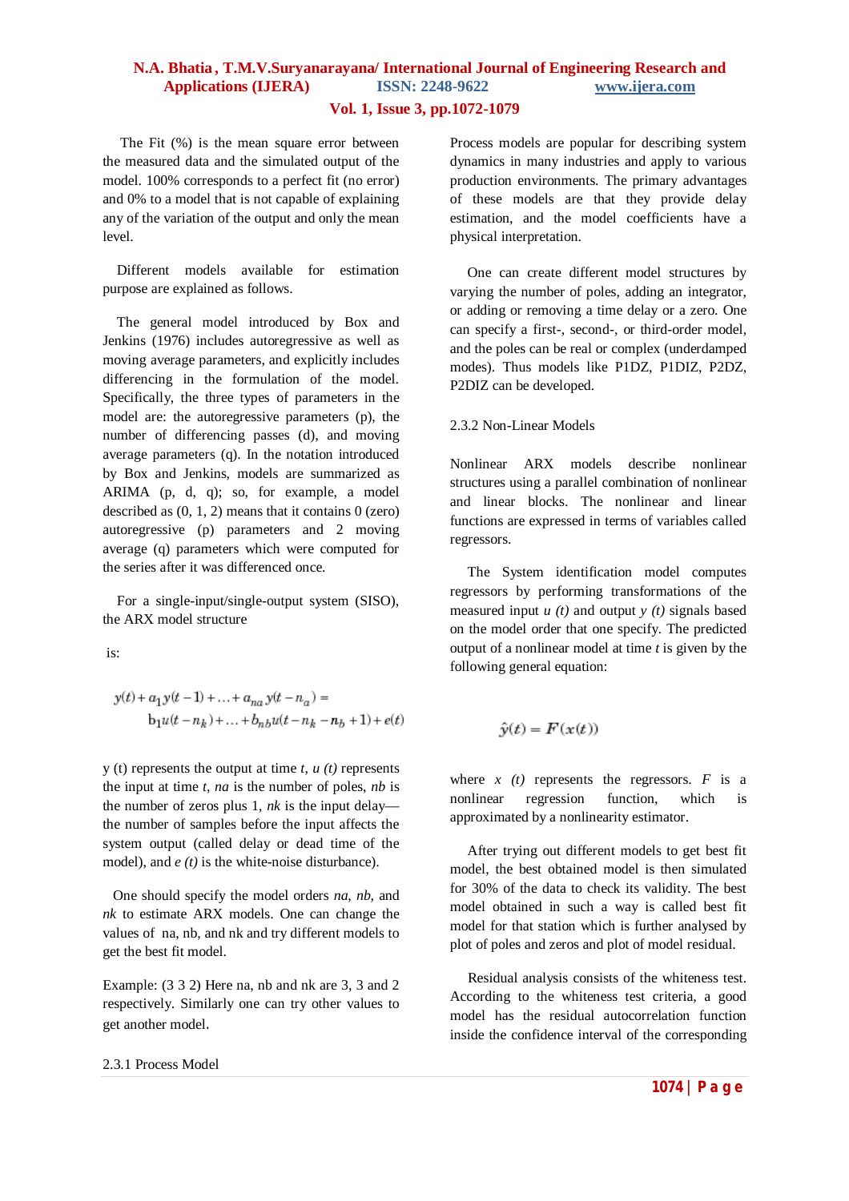The Fit (%) is the mean square error between the measured data and the simulated output of the model. 100% corresponds to a perfect fit (no error) and 0% to a model that is not capable of explaining any of the variation of the output and only the mean level.

Different models available for estimation purpose are explained as follows.

The general model introduced by Box and Jenkins (1976) includes autoregressive as well as moving average parameters, and explicitly includes differencing in the formulation of the model. Specifically, the three types of parameters in the model are: the autoregressive parameters (p), the number of differencing passes (d), and moving average parameters (q). In the notation introduced by Box and Jenkins, models are summarized as ARIMA (p, d, q); so, for example, a model described as (0, 1, 2) means that it contains 0 (zero) autoregressive (p) parameters and 2 moving average (q) parameters which were computed for the series after it was differenced once.

For a single-input/single-output system (SISO), the ARX model structure

is:

$$y(t) + a_1 y(t-1) + \ldots + a_{na} y(t - n_a) = b_1 u(t - n_k) + \ldots + b_{nb} u(t - n_k - n_b + 1) + e(t)$$

y (t) represents the output at time *t*, *u (t)* represents the input at time *t*, *na* is the number of poles, *nb* is the number of zeros plus 1, *nk* is the input delay—the number of samples before the input affects the system output (called delay or dead time of the model), and *e (t)* is the white-noise disturbance).

One should specify the model orders *na*, *nb*, and *nk* to estimate ARX models. One can change the values of na, nb, and nk and try different models to get the best fit model.

Example: (3 3 2) Here na, nb and nk are 3, 3 and 2 respectively. Similarly one can try other values to get another model.

### 2.3.1 Process Model

Process models are popular for describing system dynamics in many industries and apply to various production environments. The primary advantages of these models are that they provide delay estimation, and the model coefficients have a physical interpretation.

One can create different model structures by varying the number of poles, adding an integrator, or adding or removing a time delay or a zero. One can specify a first-, second-, or third-order model, and the poles can be real or complex (underdamped modes). Thus models like P1DZ, P1DIZ, P2DZ, P2DIZ can be developed.

### 2.3.2 Non-Linear Models

Nonlinear ARX models describe nonlinear structures using a parallel combination of nonlinear and linear blocks. The nonlinear and linear functions are expressed in terms of variables called regressors.

The System identification model computes regressors by performing transformations of the measured input *u (t)* and output *y (t)* signals based on the model order that one specify. The predicted output of a nonlinear model at time *t* is given by the following general equation:

$$\hat{y}(t) = F(x(t))$$

where *x (t)* represents the regressors. *F* is a nonlinear regression function, which is approximated by a nonlinearity estimator.

After trying out different models to get best fit model, the best obtained model is then simulated for 30% of the data to check its validity. The best model obtained in such a way is called best fit model for that station which is further analysed by plot of poles and zeros and plot of model residual.

Residual analysis consists of the whiteness test. According to the whiteness test criteria, a good model has the residual autocorrelation function inside the confidence interval of the corresponding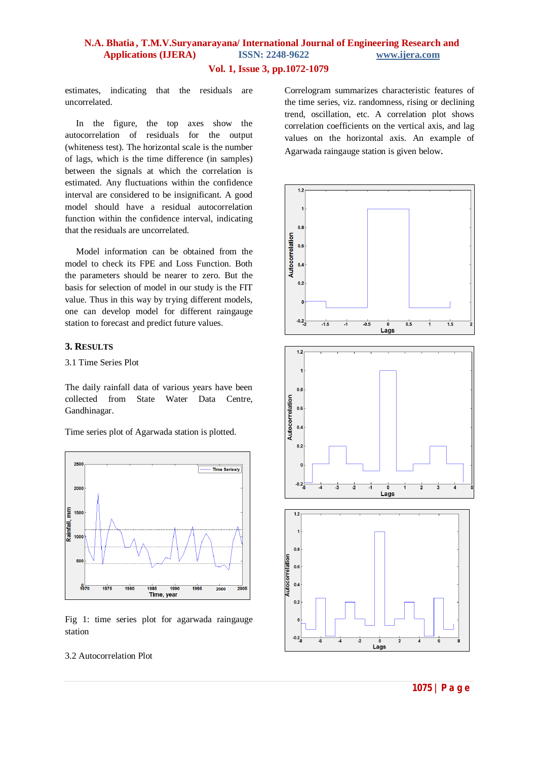estimates, indicating that the residuals are uncorrelated.

In the figure, the top axes show the autocorrelation of residuals for the output (whiteness test). The horizontal scale is the number of lags, which is the time difference (in samples) between the signals at which the correlation is estimated. Any fluctuations within the confidence interval are considered to be insignificant. A good model should have a residual autocorrelation function within the confidence interval, indicating that the residuals are uncorrelated.

Model information can be obtained from the model to check its FPE and Loss Function. Both the parameters should be nearer to zero. But the basis for selection of model in our study is the FIT value. Thus in this way by trying different models, one can develop model for different raingauge station to forecast and predict future values.

## 3. RESULTS

3.1 Time Series Plot

The daily rainfall data of various years have been collected from State Water Data Centre, Gandhinagar.

Time series plot of Agarwada station is plotted.

2500
2000
1500
1000
500
0
Rainfall, mm
1970 1975 1980 1985 1990 1995 2000 2005
Time, year
Time Seriesly

Fig 1: time series plot for agarwada raingauge station

3.2 Autocorrelation Plot

Correlogram summarizes characteristic features of the time series, viz. randomness, rising or declining trend, oscillation, etc. A correlation plot shows correlation coefficients on the vertical axis, and lag values on the horizontal axis. An example of Agarwada raingauge station is given below.

1.2
1
0.8
0.6
0.4
0.2
0
-0.2
Autocorrelation
-2 -1.5 -1 -0.5 0 0.5 1 1.5 2
Lags

1.2
1
0.8
0.6
0.4
0.2
0
-0.2
Autocorrelation
-5 -4 -3 -2 -1 0 1 2 3 4 5
Lags

1.2
1
0.8
0.6
0.4
0.2
0
-0.2
Autocorrelation
-8 -6 -4 -2 0 2 4 6 8
Lags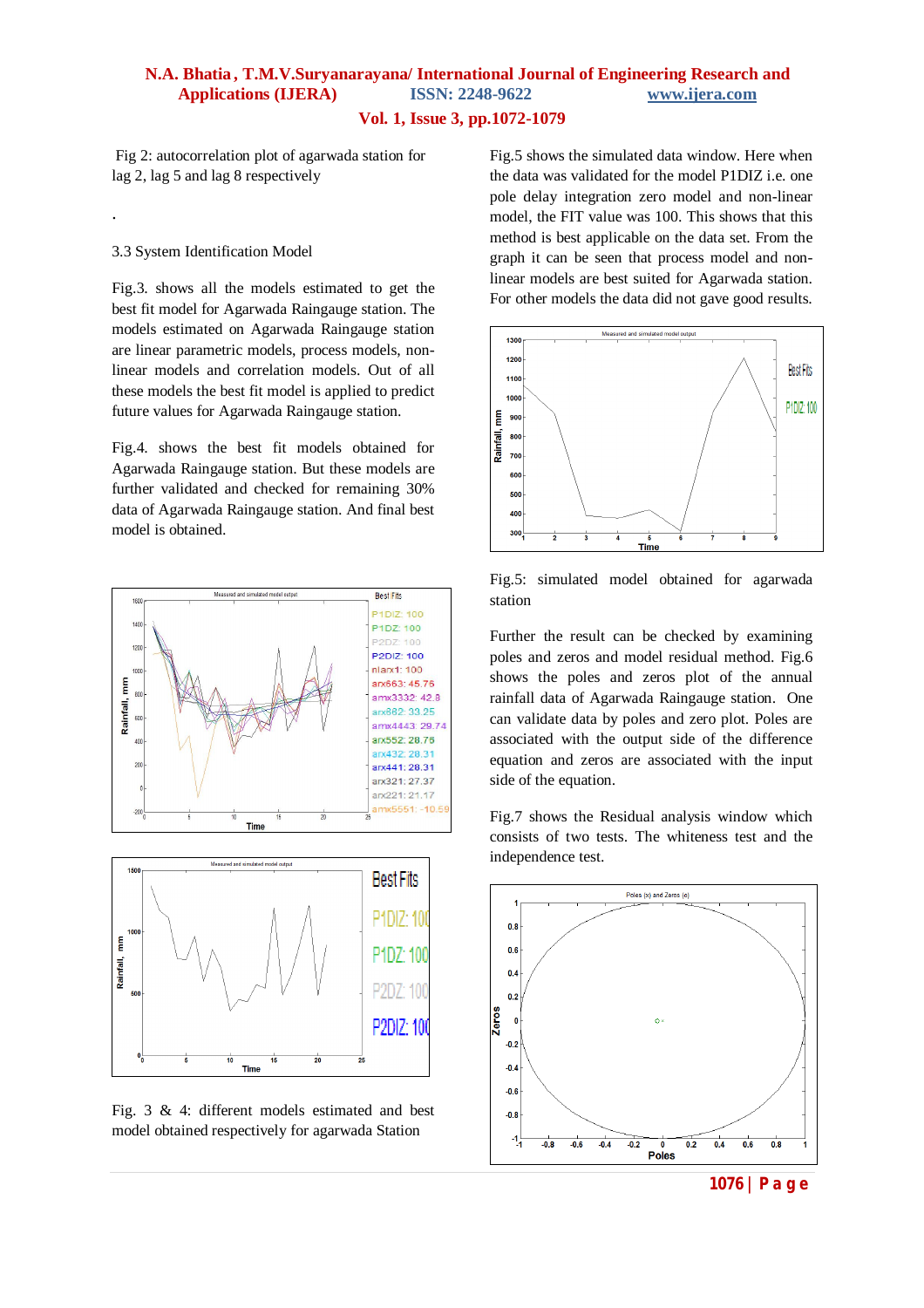Fig 2: autocorrelation plot of agarwada station for lag 2, lag 5 and lag 8 respectively

.

### 3.3 System Identification Model

Fig.3. shows all the models estimated to get the best fit model for Agarwada Raingauge station. The models estimated on Agarwada Raingauge station are linear parametric models, process models, non-linear models and correlation models. Out of all these models the best fit model is applied to predict future values for Agarwada Raingauge station.

Fig.4. shows the best fit models obtained for Agarwada Raingauge station. But these models are further validated and checked for remaining 30% data of Agarwada Raingauge station. And final best model is obtained.

Measured and simulated model output

Best Fits

P1DIZ: 100
P1DZ: 100
P2DZ: 100
P2DIZ: 100
nlarx1: 100
arx663: 45.76
amx3332: 42.8
arx882: 33.25
amx4443: 29.74
arx552: 28.75
arx432: 28.31
arx441: 28.31
arx321: 27.37
arx221: 21.17
amx5551: -10.59

Rainfall, mm

Time

Measured and simulated model output

Best Fits

P1DIZ: 100
P1DZ: 100
P2DZ: 100
P2DIZ: 100

Rainfall, mm

Time

Fig. 3 & 4: different models estimated and best model obtained respectively for agarwada Station

Fig.5 shows the simulated data window. Here when the data was validated for the model P1DIZ i.e. one pole delay integration zero model and non-linear model, the FIT value was 100. This shows that this method is best applicable on the data set. From the graph it can be seen that process model and non-linear models are best suited for Agarwada station. For other models the data did not gave good results.

Measured and simulated model output

Best Fits

P1DIZ: 100

Rainfall, mm

Time

Fig.5: simulated model obtained for agarwada station

Further the result can be checked by examining poles and zeros and model residual method. Fig.6 shows the poles and zeros plot of the annual rainfall data of Agarwada Raingauge station. One can validate data by poles and zero plot. Poles are associated with the output side of the difference equation and zeros are associated with the input side of the equation.

Fig.7 shows the Residual analysis window which consists of two tests. The whiteness test and the independence test.

Poles (x) and Zeros (o)

Zeros

Poles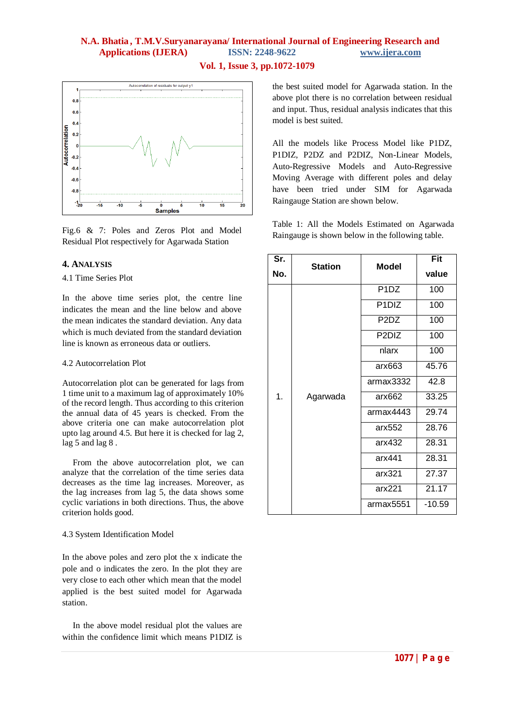Autocorrelation of residuals for output y1

Autocorrelation

1
0.8
0.6
0.4
0.2
0
-0.2
-0.4
-0.6
-0.8
-1

-20 -15 -10 -5 0 5 10 15 20

Samples

Fig.6 & 7: Poles and Zeros Plot and Model Residual Plot respectively for Agarwada Station

## 4. ANALYSIS

4.1 Time Series Plot

In the above time series plot, the centre line indicates the mean and the line below and above the mean indicates the standard deviation. Any data which is much deviated from the standard deviation line is known as erroneous data or outliers.

4.2 Autocorrelation Plot

Autocorrelation plot can be generated for lags from 1 time unit to a maximum lag of approximately 10% of the record length. Thus according to this criterion the annual data of 45 years is checked. From the above criteria one can make autocorrelation plot upto lag around 4.5. But here it is checked for lag 2, lag 5 and lag 8 .

From the above autocorrelation plot, we can analyze that the correlation of the time series data decreases as the time lag increases. Moreover, as the lag increases from lag 5, the data shows some cyclic variations in both directions. Thus, the above criterion holds good.

4.3 System Identification Model

In the above poles and zero plot the x indicate the pole and o indicates the zero. In the plot they are very close to each other which mean that the model applied is the best suited model for Agarwada station.

In the above model residual plot the values are within the confidence limit which means P1DIZ is the best suited model for Agarwada station. In the above plot there is no correlation between residual and input. Thus, residual analysis indicates that this model is best suited.

All the models like Process Model like P1DZ, P1DIZ, P2DZ and P2DIZ, Non-Linear Models, Auto-Regressive Models and Auto-Regressive Moving Average with different poles and delay have been tried under SIM for Agarwada Raingauge Station are shown below.

Table 1: All the Models Estimated on Agarwada Raingauge is shown below in the following table.

| Sr. No. | Station | Model | Fit value |
|---|---|---|---|
| 1. | Agarwada | P1DZ | 100 |
| | | P1DIZ | 100 |
| | | P2DZ | 100 |
| | | P2DIZ | 100 |
| | | nlarx | 100 |
| | | arx663 | 45.76 |
| | | armax3332 | 42.8 |
| | | arx662 | 33.25 |
| | | armax4443 | 29.74 |
| | | arx552 | 28.76 |
| | | arx432 | 28.31 |
| | | arx441 | 28.31 |
| | | arx321 | 27.37 |
| | | arx221 | 21.17 |
| | | armax5551 | -10.59 |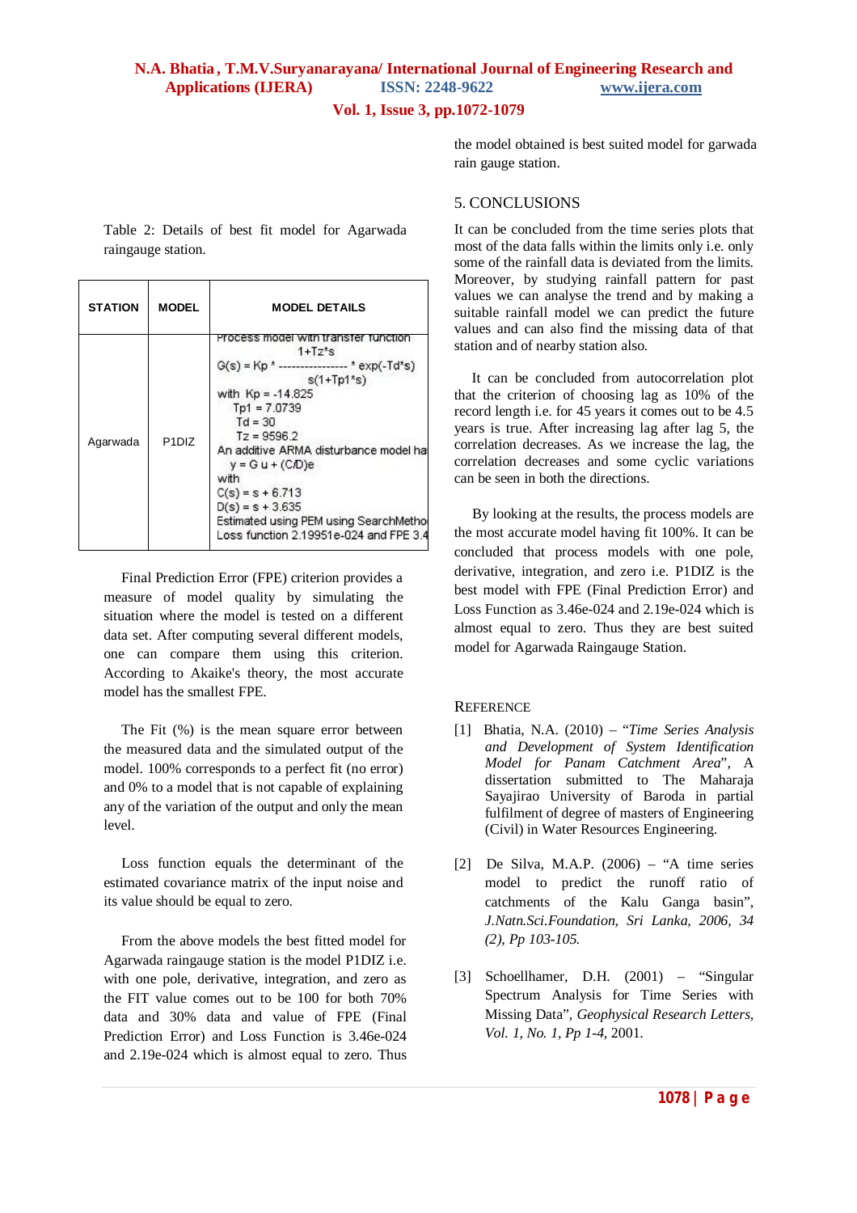Table 2: Details of best fit model for Agarwada raingauge station.

| STATION | MODEL | MODEL DETAILS |
|---|---|---|
| Agarwada | P1DIZ | Process model with transfer function<br>G(s) = Kp * (1+Tz*s) / (s(1+Tp1*s)) * exp(-Td*s)<br>with Kp = -14.825<br>Tp1 = 7.0739<br>Td = 30<br>Tz = 9596.2<br>An additive ARMA disturbance model ha<br>y = G u + (C/D)e<br>with<br>C(s) = s + 6.713<br>D(s) = s + 3.635<br>Estimated using PEM using SearchMetho<br>Loss function 2.19951e-024 and FPE 3.4 |

Final Prediction Error (FPE) criterion provides a measure of model quality by simulating the situation where the model is tested on a different data set. After computing several different models, one can compare them using this criterion. According to Akaike's theory, the most accurate model has the smallest FPE.

The Fit (%) is the mean square error between the measured data and the simulated output of the model. 100% corresponds to a perfect fit (no error) and 0% to a model that is not capable of explaining any of the variation of the output and only the mean level.

Loss function equals the determinant of the estimated covariance matrix of the input noise and its value should be equal to zero.

From the above models the best fitted model for Agarwada raingauge station is the model P1DIZ i.e. with one pole, derivative, integration, and zero as the FIT value comes out to be 100 for both 70% data and 30% data and value of FPE (Final Prediction Error) and Loss Function is 3.46e-024 and 2.19e-024 which is almost equal to zero. Thus the model obtained is best suited model for garwada rain gauge station.

## 5. CONCLUSIONS

It can be concluded from the time series plots that most of the data falls within the limits only i.e. only some of the rainfall data is deviated from the limits. Moreover, by studying rainfall pattern for past values we can analyse the trend and by making a suitable rainfall model we can predict the future values and can also find the missing data of that station and of nearby station also.

It can be concluded from autocorrelation plot that the criterion of choosing lag as 10% of the record length i.e. for 45 years it comes out to be 4.5 years is true. After increasing lag after lag 5, the correlation decreases. As we increase the lag, the correlation decreases and some cyclic variations can be seen in both the directions.

By looking at the results, the process models are the most accurate model having fit 100%. It can be concluded that process models with one pole, derivative, integration, and zero i.e. P1DIZ is the best model with FPE (Final Prediction Error) and Loss Function as 3.46e-024 and 2.19e-024 which is almost equal to zero. Thus they are best suited model for Agarwada Raingauge Station.

## REFERENCE

[1] Bhatia, N.A. (2010) – "*Time Series Analysis and Development of System Identification Model for Panam Catchment Area*", A dissertation submitted to The Maharaja Sayajirao University of Baroda in partial fulfilment of degree of masters of Engineering (Civil) in Water Resources Engineering.

[2] De Silva, M.A.P. (2006) – "A time series model to predict the runoff ratio of catchments of the Kalu Ganga basin", *J.Natn.Sci.Foundation, Sri Lanka, 2006, 34 (2), Pp 103-105.*

[3] Schoellhamer, D.H. (2001) – "Singular Spectrum Analysis for Time Series with Missing Data", *Geophysical Research Letters, Vol. 1, No. 1, Pp 1-4*, 2001.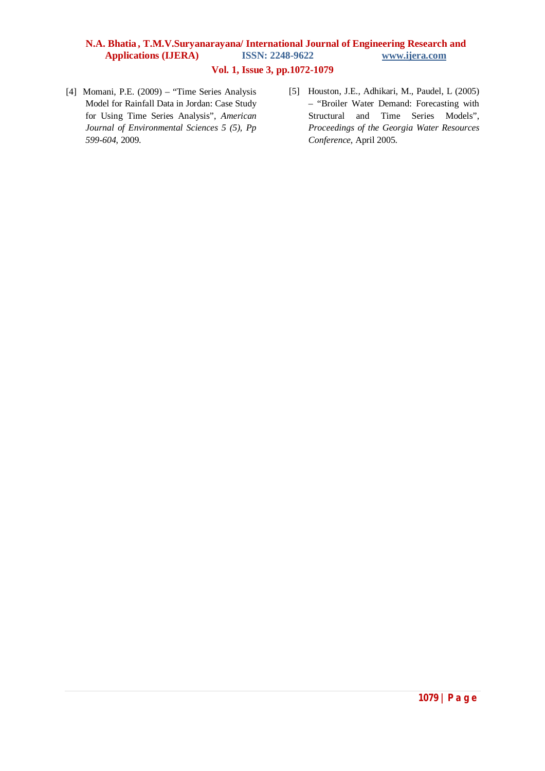[4] Momani, P.E. (2009) – "Time Series Analysis Model for Rainfall Data in Jordan: Case Study for Using Time Series Analysis", *American Journal of Environmental Sciences 5 (5), Pp 599-604*, 2009.

[5] Houston, J.E., Adhikari, M., Paudel, L (2005) – "Broiler Water Demand: Forecasting with Structural and Time Series Models", *Proceedings of the Georgia Water Resources Conference*, April 2005.